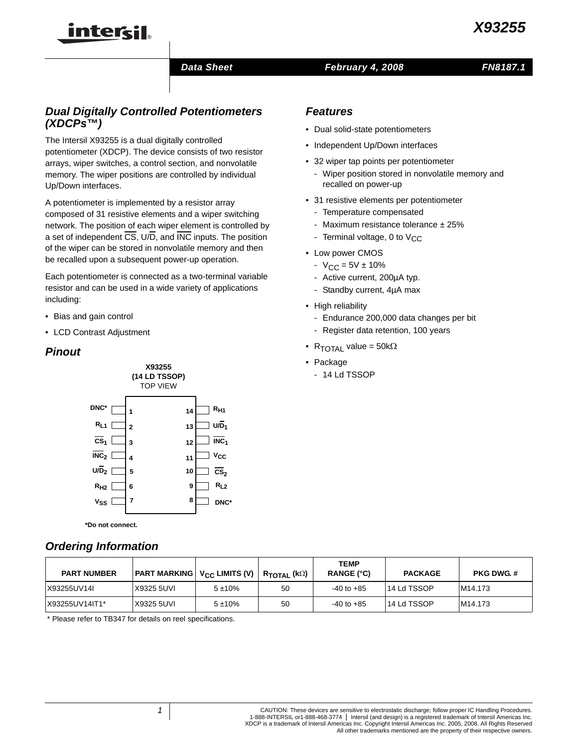# X93255

**Data Sheet** | **February 4, 2008** | **FN8187.1**

## Dual Digitally Controlled Potentiometers (XDCPs™)

The Intersil X93255 is a dual digitally controlled potentiometer (XDCP). The device consists of two resistor arrays, wiper switches, a control section, and nonvolatile memory. The wiper positions are controlled by individual Up/Down interfaces.

A potentiometer is implemented by a resistor array composed of 31 resistive elements and a wiper switching network. The position of each wiper element is controlled by a set of independent $\overline{CS}$, U/$\overline{D}$, and $\overline{INC}$ inputs. The position of the wiper can be stored in nonvolatile memory and then be recalled upon a subsequent power-up operation.

Each potentiometer is connected as a two-terminal variable resistor and can be used in a wide variety of applications including:

- Bias and gain control
- LCD Contrast Adjustment

## Pinout

**X93255**
**(14 LD TSSOP)**
TOP VIEW

| Pin | Name | Pin | Name |
|---|---|---|---|
| 1 | DNC* | 14 | $R_{H1}$ |
| 2 | $R_{L1}$ | 13 | U/$\overline{D}_1$ |
| 3 | $\overline{CS}_1$ | 12 | $\overline{INC}_1$ |
| 4 | $\overline{INC}_2$ | 11 | $V_{CC}$ |
| 5 | U/$\overline{D}_2$ | 10 | $\overline{CS}_2$ |
| 6 | $R_{H2}$ | 9 | $R_{L2}$ |
| 7 | $V_{SS}$ | 8 | DNC* |

***Do not connect.**

## Features

- Dual solid-state potentiometers
- Independent Up/Down interfaces
- 32 wiper tap points per potentiometer
  - Wiper position stored in nonvolatile memory and recalled on power-up
- 31 resistive elements per potentiometer
  - Temperature compensated
  - Maximum resistance tolerance ± 25%
  - Terminal voltage, 0 to $V_{CC}$
- Low power CMOS
  - $V_{CC}$ = 5V ± 10%
  - Active current, 200µA typ.
  - Standby current, 4µA max
- High reliability
  - Endurance 200,000 data changes per bit
  - Register data retention, 100 years
- $R_{TOTAL}$ value = 50kΩ
- Package
  - 14 Ld TSSOP

## Ordering Information

| PART NUMBER | PART MARKING | $V_{CC}$ LIMITS (V) | $R_{TOTAL}$ (kΩ) | TEMP RANGE (°C) | PACKAGE | PKG DWG. # |
|---|---|---|---|---|---|---|
| X93255UV14I | X9325 5UVI | 5 ±10% | 50 | -40 to +85 | 14 Ld TSSOP | M14.173 |
| X93255UV14IT1* | X9325 5UVI | 5 ±10% | 50 | -40 to +85 | 14 Ld TSSOP | M14.173 |

\* Please refer to TB347 for details on reel specifications.

CAUTION: These devices are sensitive to electrostatic discharge; follow proper IC Handling Procedures.
1-888-INTERSIL or1-888-468-3774 | Intersil (and design) is a registered trademark of Intersil Americas Inc.
XDCP is a trademark of Intersil Americas Inc. Copyright Intersil Americas Inc. 2005, 2008. All Rights Reserved
All other trademarks mentioned are the property of their respective owners.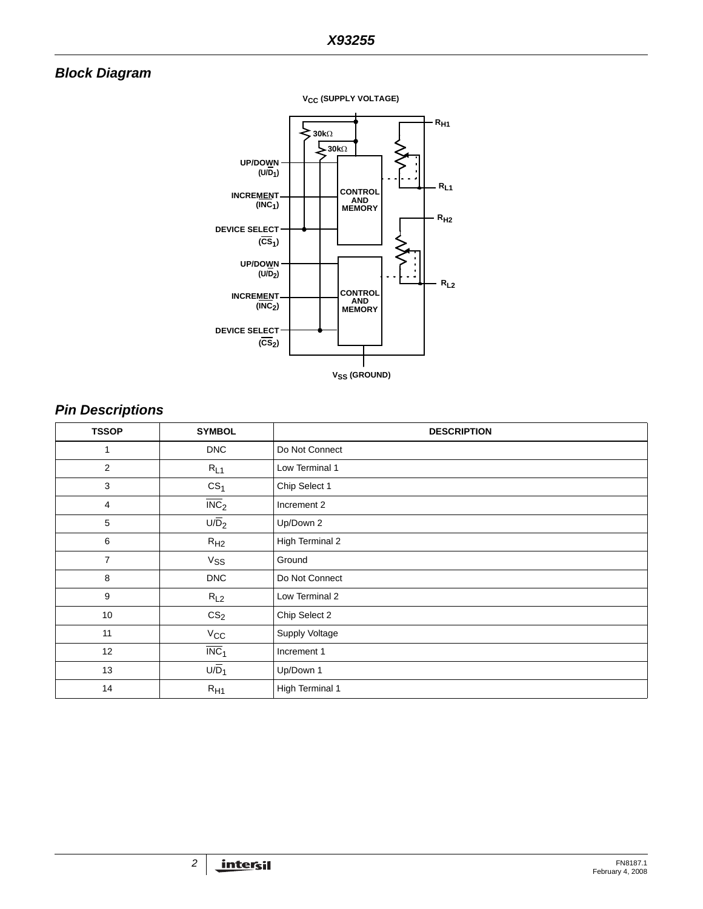## Block Diagram

## Pin Descriptions

| TSSOP | SYMBOL | DESCRIPTION |
|---|---|---|
| 1 | DNC | Do Not Connect |
| 2 | $R_{L1}$ | Low Terminal 1 |
| 3 | $CS_1$ | Chip Select 1 |
| 4 | $\overline{INC}_2$ | Increment 2 |
| 5 | $U/\overline{D}_2$ | Up/Down 2 |
| 6 | $R_{H2}$ | High Terminal 2 |
| 7 | $V_{SS}$ | Ground |
| 8 | DNC | Do Not Connect |
| 9 | $R_{L2}$ | Low Terminal 2 |
| 10 | $CS_2$ | Chip Select 2 |
| 11 | $V_{CC}$ | Supply Voltage |
| 12 | $\overline{INC}_1$ | Increment 1 |
| 13 | $U/\overline{D}_1$ | Up/Down 1 |
| 14 | $R_{H1}$ | High Terminal 1 |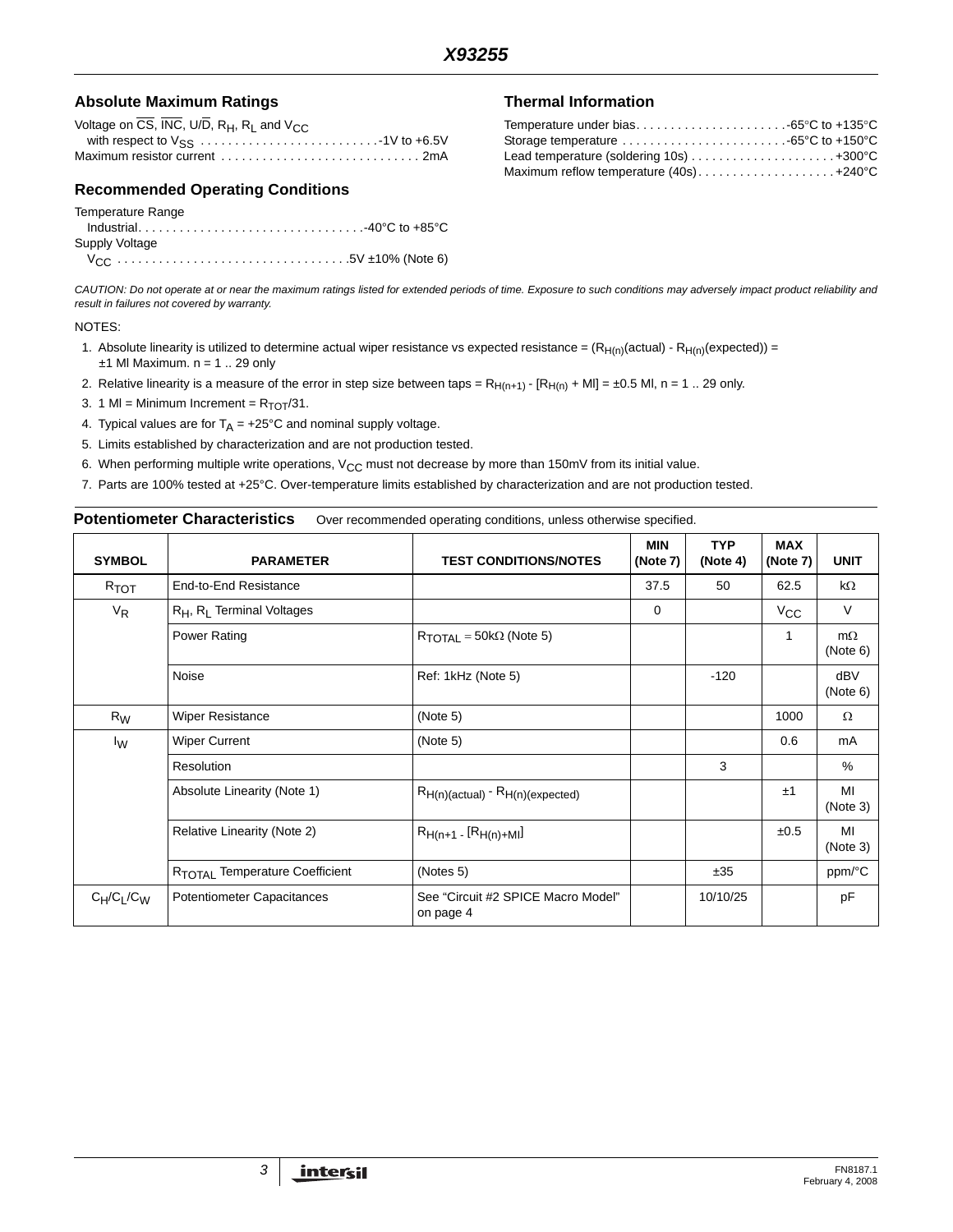## Absolute Maximum Ratings

Voltage on $\overline{CS}$, $\overline{INC}$, U/$\overline{D}$, $R_H$, $R_L$ and $V_{CC}$ with respect to $V_{SS}$ . . . . . . . . . . . . . . . . . . . . . . . . . . -1V to +6.5V
Maximum resistor current . . . . . . . . . . . . . . . . . . . . . . . . . . . . . 2mA

## Recommended Operating Conditions

Temperature Range
Industrial. . . . . . . . . . . . . . . . . . . . . . . . . . . . . . . . . -40°C to +85°C
Supply Voltage
$V_{CC}$ . . . . . . . . . . . . . . . . . . . . . . . . . . . . . . . . . .5V ±10% (Note 6)

## Thermal Information

Temperature under bias. . . . . . . . . . . . . . . . . . . . . . -65°C to +135°C
Storage temperature . . . . . . . . . . . . . . . . . . . . . . . . -65°C to +150°C
Lead temperature (soldering 10s) . . . . . . . . . . . . . . . . . . . . . +300°C
Maximum reflow temperature (40s). . . . . . . . . . . . . . . . . . . . +240°C

*CAUTION: Do not operate at or near the maximum ratings listed for extended periods of time. Exposure to such conditions may adversely impact product reliability and result in failures not covered by warranty.*

NOTES:

1. Absolute linearity is utilized to determine actual wiper resistance vs expected resistance = ($R_{H(n)}$(actual) - $R_{H(n)}$(expected)) = ±1 Ml Maximum. n = 1 .. 29 only
2. Relative linearity is a measure of the error in step size between taps = $R_{H(n+1)}$ - [$R_{H(n)}$ + Ml] = ±0.5 Ml, n = 1 .. 29 only.
3. 1 Ml = Minimum Increment = $R_{TOT}$/31.
4. Typical values are for $T_A$ = +25°C and nominal supply voltage.
5. Limits established by characterization and are not production tested.
6. When performing multiple write operations, $V_{CC}$ must not decrease by more than 150mV from its initial value.
7. Parts are 100% tested at +25°C. Over-temperature limits established by characterization and are not production tested.

**Potentiometer Characteristics** Over recommended operating conditions, unless otherwise specified.

| SYMBOL | PARAMETER | TEST CONDITIONS/NOTES | MIN (Note 7) | TYP (Note 4) | MAX (Note 7) | UNIT |
|---|---|---|---|---|---|---|
| $R_{TOT}$ | End-to-End Resistance | | 37.5 | 50 | 62.5 | kΩ |
| $V_R$ | $R_H$, $R_L$ Terminal Voltages | | 0 | | $V_{CC}$ | V |
| | Power Rating | $R_{TOTAL}$ = 50kΩ (Note 5) | | | 1 | mΩ (Note 6) |
| | Noise | Ref: 1kHz (Note 5) | | -120 | | dBV (Note 6) |
| $R_W$ | Wiper Resistance | (Note 5) | | | 1000 | Ω |
| $I_W$ | Wiper Current | (Note 5) | | | 0.6 | mA |
| | Resolution | | | 3 | | % |
| | Absolute Linearity (Note 1) | $R_{H(n)(actual)}$ - $R_{H(n)(expected)}$ | | | ±1 | MI (Note 3) |
| | Relative Linearity (Note 2) | $R_{H(n+1}$ - [$R_{H(n)+MI}$] | | | ±0.5 | MI (Note 3) |
| | $R_{TOTAL}$ Temperature Coefficient | (Notes 5) | | ±35 | | ppm/°C |
| $C_H/C_L/C_W$ | Potentiometer Capacitances | See "Circuit #2 SPICE Macro Model" on page 4 | | 10/10/25 | | pF |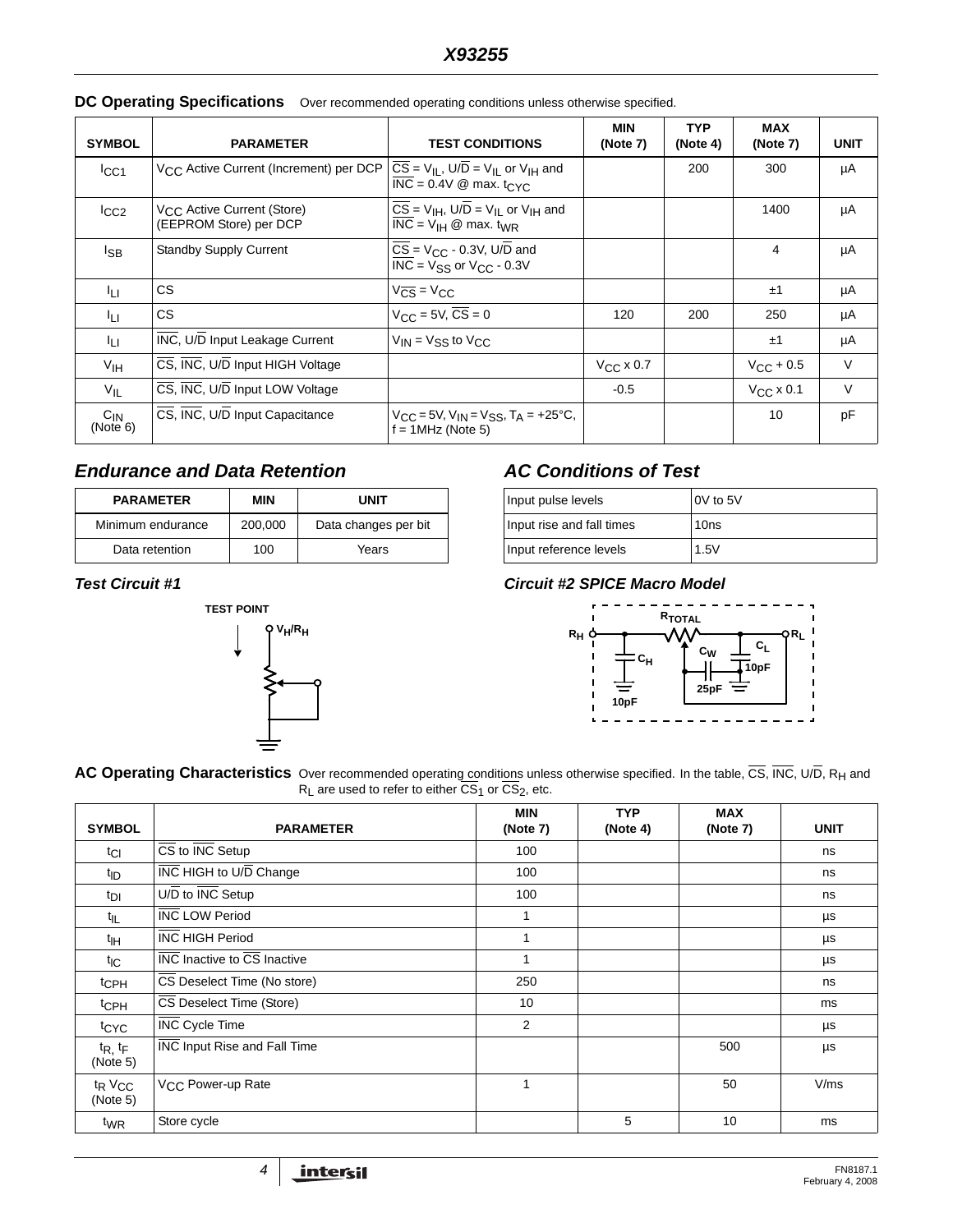## DC Operating Specifications

Over recommended operating conditions unless otherwise specified.

| SYMBOL | PARAMETER | TEST CONDITIONS | MIN (Note 7) | TYP (Note 4) | MAX (Note 7) | UNIT |
|---|---|---|---|---|---|---|
| $I_{CC1}$ | $V_{CC}$ Active Current (Increment) per DCP | $\overline{CS} = V_{IL}$, $U/\overline{D} = V_{IL}$ or $V_{IH}$ and $\overline{INC}$ = 0.4V @ max. $t_{CYC}$ | | 200 | 300 | µA |
| $I_{CC2}$ | $V_{CC}$ Active Current (Store) (EEPROM Store) per DCP | $\overline{CS} = V_{IH}$, $U/\overline{D} = V_{IL}$ or $V_{IH}$ and $\overline{INC} = V_{IH}$ @ max. $t_{WR}$ | | | 1400 | µA |
| $I_{SB}$ | Standby Supply Current | $\overline{CS} = V_{CC}$ - 0.3V, $U/\overline{D}$ and $\overline{INC} = V_{SS}$ or $V_{CC}$ - 0.3V | | | 4 | µA |
| $I_{LI}$ | CS | $V_{\overline{CS}} = V_{CC}$ | | | ±1 | µA |
| $I_{LI}$ | CS | $V_{CC}$ = 5V, $\overline{CS}$ = 0 | 120 | 200 | 250 | µA |
| $I_{LI}$ | $\overline{INC}$, $U/\overline{D}$ Input Leakage Current | $V_{IN} = V_{SS}$ to $V_{CC}$ | | | ±1 | µA |
| $V_{IH}$ | $\overline{CS}$, $\overline{INC}$, $U/\overline{D}$ Input HIGH Voltage | | $V_{CC}$ x 0.7 | | $V_{CC}$ + 0.5 | V |
| $V_{IL}$ | $\overline{CS}$, $\overline{INC}$, $U/\overline{D}$ Input LOW Voltage | | -0.5 | | $V_{CC}$ x 0.1 | V |
| $C_{IN}$ (Note 6) | $\overline{CS}$, $\overline{INC}$, $U/\overline{D}$ Input Capacitance | $V_{CC}$ = 5V, $V_{IN} = V_{SS}$, $T_A$ = +25°C, f = 1MHz (Note 5) | | | 10 | pF |

## Endurance and Data Retention

| PARAMETER | MIN | UNIT |
|---|---|---|
| Minimum endurance | 200,000 | Data changes per bit |
| Data retention | 100 | Years |

## AC Conditions of Test

| | |
|---|---|
| Input pulse levels | 0V to 5V |
| Input rise and fall times | 10ns |
| Input reference levels | 1.5V |

### Test Circuit #1

TEST POINT $V_H/R_H$

### Circuit #2 SPICE Macro Model

$R_H$, $R_{TOTAL}$, $R_L$, $C_H$ 10pF, $C_W$ 25pF, $C_L$ 10pF

## AC Operating Characteristics

Over recommended operating conditions unless otherwise specified. In the table, $\overline{CS}$, $\overline{INC}$, $U/\overline{D}$, $R_H$ and $R_L$ are used to refer to either $\overline{CS}_1$ or $\overline{CS}_2$, etc.

| SYMBOL | PARAMETER | MIN (Note 7) | TYP (Note 4) | MAX (Note 7) | UNIT |
|---|---|---|---|---|---|
| $t_{CI}$ | $\overline{CS}$ to $\overline{INC}$ Setup | 100 | | | ns |
| $t_{ID}$ | $\overline{INC}$ HIGH to $U/\overline{D}$ Change | 100 | | | ns |
| $t_{DI}$ | $U/\overline{D}$ to $\overline{INC}$ Setup | 100 | | | ns |
| $t_{IL}$ | $\overline{INC}$ LOW Period | 1 | | | µs |
| $t_{IH}$ | $\overline{INC}$ HIGH Period | 1 | | | µs |
| $t_{IC}$ | $\overline{INC}$ Inactive to $\overline{CS}$ Inactive | 1 | | | µs |
| $t_{CPH}$ | $\overline{CS}$ Deselect Time (No store) | 250 | | | ns |
| $t_{CPH}$ | $\overline{CS}$ Deselect Time (Store) | 10 | | | ms |
| $t_{CYC}$ | $\overline{INC}$ Cycle Time | 2 | | | µs |
| $t_R$, $t_F$ (Note 5) | $\overline{INC}$ Input Rise and Fall Time | | | 500 | µs |
| $t_R$ $V_{CC}$ (Note 5) | $V_{CC}$ Power-up Rate | 1 | | 50 | V/ms |
| $t_{WR}$ | Store cycle | | 5 | 10 | ms |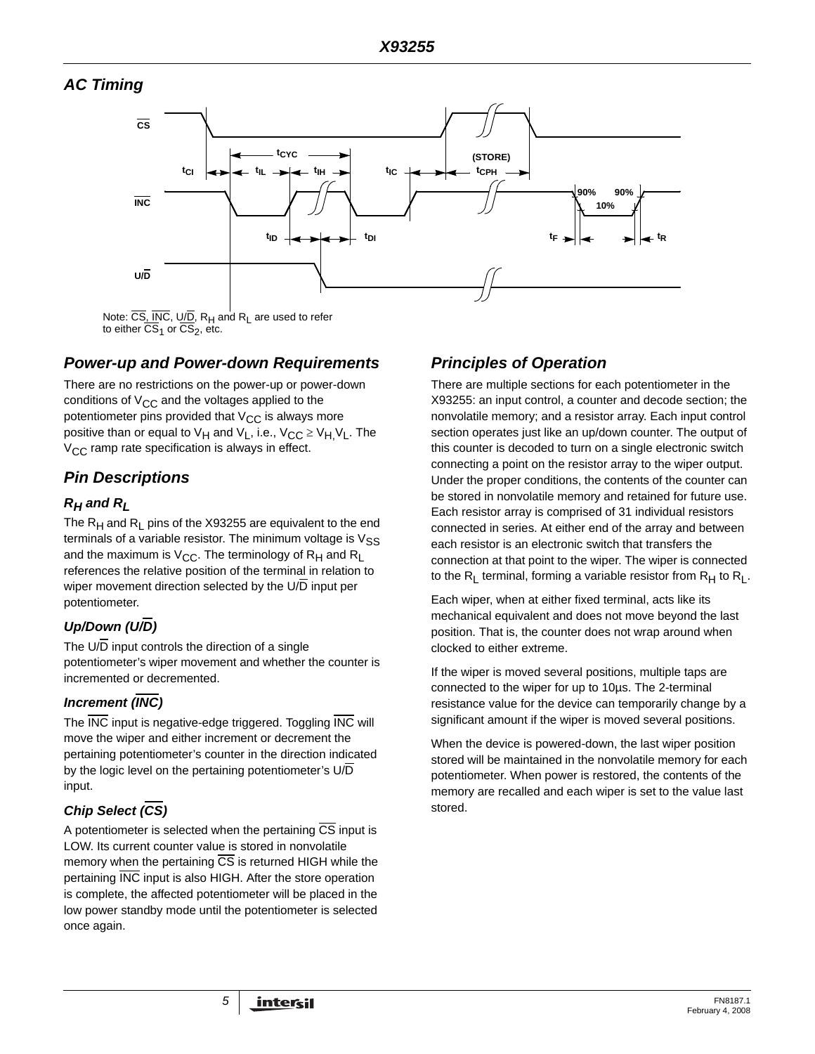## AC Timing

Note: $\overline{CS}$, $\overline{INC}$, $U/\overline{D}$, $R_H$ and $R_L$ are used to refer to either $\overline{CS}_1$ or $\overline{CS}_2$, etc.

## Power-up and Power-down Requirements

There are no restrictions on the power-up or power-down conditions of $V_{CC}$ and the voltages applied to the potentiometer pins provided that $V_{CC}$ is always more positive than or equal to $V_H$ and $V_L$, i.e., $V_{CC} \geq V_H, V_L$. The $V_{CC}$ ramp rate specification is always in effect.

## Pin Descriptions

### $R_H$ and $R_L$

The $R_H$ and $R_L$ pins of the X93255 are equivalent to the end terminals of a variable resistor. The minimum voltage is $V_{SS}$ and the maximum is $V_{CC}$. The terminology of $R_H$ and $R_L$ references the relative position of the terminal in relation to wiper movement direction selected by the $U/\overline{D}$ input per potentiometer.

### Up/Down ($U/\overline{D}$)

The $U/\overline{D}$ input controls the direction of a single potentiometer's wiper movement and whether the counter is incremented or decremented.

### Increment ($\overline{INC}$)

The $\overline{INC}$ input is negative-edge triggered. Toggling $\overline{INC}$ will move the wiper and either increment or decrement the pertaining potentiometer's counter in the direction indicated by the logic level on the pertaining potentiometer's $U/\overline{D}$ input.

### Chip Select ($\overline{CS}$)

A potentiometer is selected when the pertaining $\overline{CS}$ input is LOW. Its current counter value is stored in nonvolatile memory when the pertaining $\overline{CS}$ is returned HIGH while the pertaining $\overline{INC}$ input is also HIGH. After the store operation is complete, the affected potentiometer will be placed in the low power standby mode until the potentiometer is selected once again.

## Principles of Operation

There are multiple sections for each potentiometer in the X93255: an input control, a counter and decode section; the nonvolatile memory; and a resistor array. Each input control section operates just like an up/down counter. The output of this counter is decoded to turn on a single electronic switch connecting a point on the resistor array to the wiper output. Under the proper conditions, the contents of the counter can be stored in nonvolatile memory and retained for future use. Each resistor array is comprised of 31 individual resistors connected in series. At either end of the array and between each resistor is an electronic switch that transfers the connection at that point to the wiper. The wiper is connected to the $R_L$ terminal, forming a variable resistor from $R_H$ to $R_L$.

Each wiper, when at either fixed terminal, acts like its mechanical equivalent and does not move beyond the last position. That is, the counter does not wrap around when clocked to either extreme.

If the wiper is moved several positions, multiple taps are connected to the wiper for up to 10µs. The 2-terminal resistance value for the device can temporarily change by a significant amount if the wiper is moved several positions.

When the device is powered-down, the last wiper position stored will be maintained in the nonvolatile memory for each potentiometer. When power is restored, the contents of the memory are recalled and each wiper is set to the value last stored.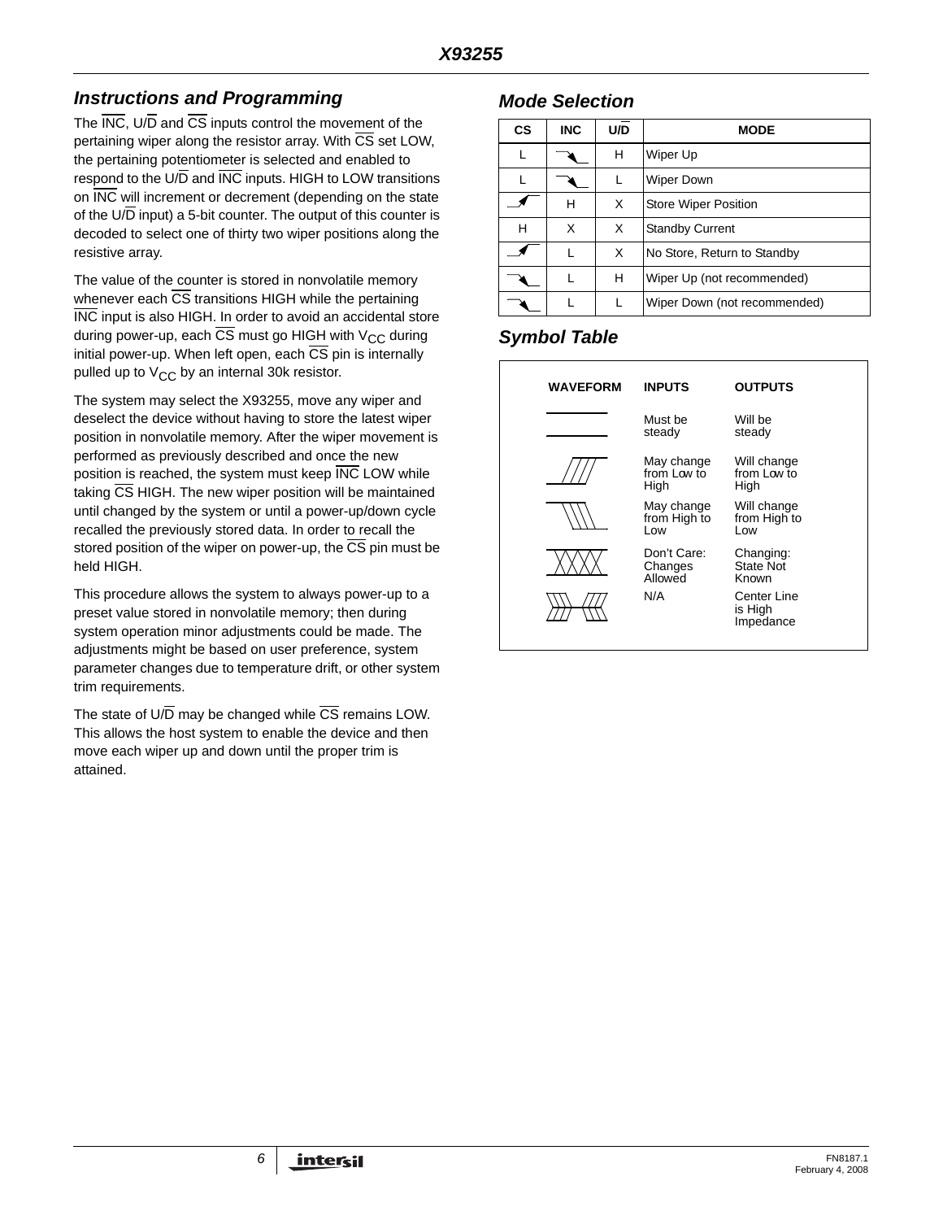## Instructions and Programming

The $\overline{INC}$, U/$\overline{D}$ and $\overline{CS}$ inputs control the movement of the pertaining wiper along the resistor array. With $\overline{CS}$ set LOW, the pertaining potentiometer is selected and enabled to respond to the U/$\overline{D}$ and $\overline{INC}$ inputs. HIGH to LOW transitions on $\overline{INC}$ will increment or decrement (depending on the state of the U/$\overline{D}$ input) a 5-bit counter. The output of this counter is decoded to select one of thirty two wiper positions along the resistive array.

The value of the counter is stored in nonvolatile memory whenever each $\overline{CS}$ transitions HIGH while the pertaining $\overline{INC}$ input is also HIGH. In order to avoid an accidental store during power-up, each $\overline{CS}$ must go HIGH with $V_{CC}$ during initial power-up. When left open, each $\overline{CS}$ pin is internally pulled up to $V_{CC}$ by an internal 30k resistor.

The system may select the X93255, move any wiper and deselect the device without having to store the latest wiper position in nonvolatile memory. After the wiper movement is performed as previously described and once the new position is reached, the system must keep $\overline{INC}$ LOW while taking $\overline{CS}$ HIGH. The new wiper position will be maintained until changed by the system or until a power-up/down cycle recalled the previously stored data. In order to recall the stored position of the wiper on power-up, the $\overline{CS}$ pin must be held HIGH.

This procedure allows the system to always power-up to a preset value stored in nonvolatile memory; then during system operation minor adjustments could be made. The adjustments might be based on user preference, system parameter changes due to temperature drift, or other system trim requirements.

The state of U/$\overline{D}$ may be changed while $\overline{CS}$ remains LOW. This allows the host system to enable the device and then move each wiper up and down until the proper trim is attained.

## Mode Selection

| CS | INC | U/$\overline{D}$ | MODE |
|---|---|---|---|
| L | ↓ (High to Low) | H | Wiper Up |
| L | ↓ (High to Low) | L | Wiper Down |
| ↑ (Low to High) | H | X | Store Wiper Position |
| H | X | X | Standby Current |
| ↑ (Low to High) | L | X | No Store, Return to Standby |
| ↓ (High to Low) | L | H | Wiper Up (not recommended) |
| ↓ (High to Low) | L | L | Wiper Down (not recommended) |

## Symbol Table

| WAVEFORM | INPUTS | OUTPUTS |
|---|---|---|
| Steady | Must be steady | Will be steady |
| Low to High | May change from Low to High | Will change from Low to High |
| High to Low | May change from High to Low | Will change from High to Low |
| Don't care | Don't Care: Changes Allowed | Changing: State Not Known |
| High impedance | N/A | Center Line is High Impedance |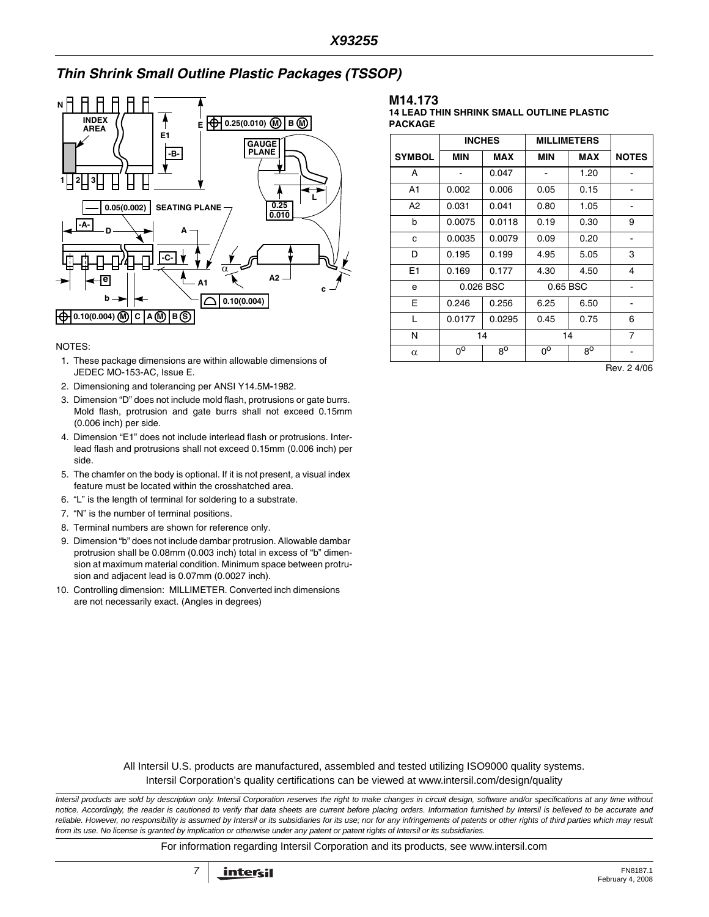## Thin Shrink Small Outline Plastic Packages (TSSOP)

N
INDEX AREA
E1
E
0.25(0.010) M B M
-B-
GAUGE PLANE
1 2 3
L
0.25
0.010
0.05(0.002)
SEATING PLANE
-A-
D
A
-C-
α
A2
A1
e
c
b
0.10(0.004)
0.10(0.004) M C A M B S

**M14.173**

**14 LEAD THIN SHRINK SMALL OUTLINE PLASTIC PACKAGE**

| SYMBOL | INCHES | | MILLIMETERS | | NOTES |
|---|---|---|---|---|---|
| | MIN | MAX | MIN | MAX | |
| A | - | 0.047 | - | 1.20 | - |
| A1 | 0.002 | 0.006 | 0.05 | 0.15 | - |
| A2 | 0.031 | 0.041 | 0.80 | 1.05 | - |
| b | 0.0075 | 0.0118 | 0.19 | 0.30 | 9 |
| c | 0.0035 | 0.0079 | 0.09 | 0.20 | - |
| D | 0.195 | 0.199 | 4.95 | 5.05 | 3 |
| E1 | 0.169 | 0.177 | 4.30 | 4.50 | 4 |
| e | 0.026 BSC | | 0.65 BSC | | - |
| E | 0.246 | 0.256 | 6.25 | 6.50 | - |
| L | 0.0177 | 0.0295 | 0.45 | 0.75 | 6 |
| N | 14 | | 14 | | 7 |
| α | 0° | 8° | 0° | 8° | - |

Rev. 2 4/06

NOTES:

1. These package dimensions are within allowable dimensions of JEDEC MO-153-AC, Issue E.
2. Dimensioning and tolerancing per ANSI Y14.5M-1982.
3. Dimension "D" does not include mold flash, protrusions or gate burrs. Mold flash, protrusion and gate burrs shall not exceed 0.15mm (0.006 inch) per side.
4. Dimension "E1" does not include interlead flash or protrusions. Interlead flash and protrusions shall not exceed 0.15mm (0.006 inch) per side.
5. The chamfer on the body is optional. If it is not present, a visual index feature must be located within the crosshatched area.
6. "L" is the length of terminal for soldering to a substrate.
7. "N" is the number of terminal positions.
8. Terminal numbers are shown for reference only.
9. Dimension "b" does not include dambar protrusion. Allowable dambar protrusion shall be 0.08mm (0.003 inch) total in excess of "b" dimension at maximum material condition. Minimum space between protrusion and adjacent lead is 0.07mm (0.0027 inch).
10. Controlling dimension: MILLIMETER. Converted inch dimensions are not necessarily exact. (Angles in degrees)

All Intersil U.S. products are manufactured, assembled and tested utilizing ISO9000 quality systems.
Intersil Corporation's quality certifications can be viewed at www.intersil.com/design/quality

*Intersil products are sold by description only. Intersil Corporation reserves the right to make changes in circuit design, software and/or specifications at any time without notice. Accordingly, the reader is cautioned to verify that data sheets are current before placing orders. Information furnished by Intersil is believed to be accurate and reliable. However, no responsibility is assumed by Intersil or its subsidiaries for its use; nor for any infringements of patents or other rights of third parties which may result from its use. No license is granted by implication or otherwise under any patent or patent rights of Intersil or its subsidiaries.*

For information regarding Intersil Corporation and its products, see www.intersil.com